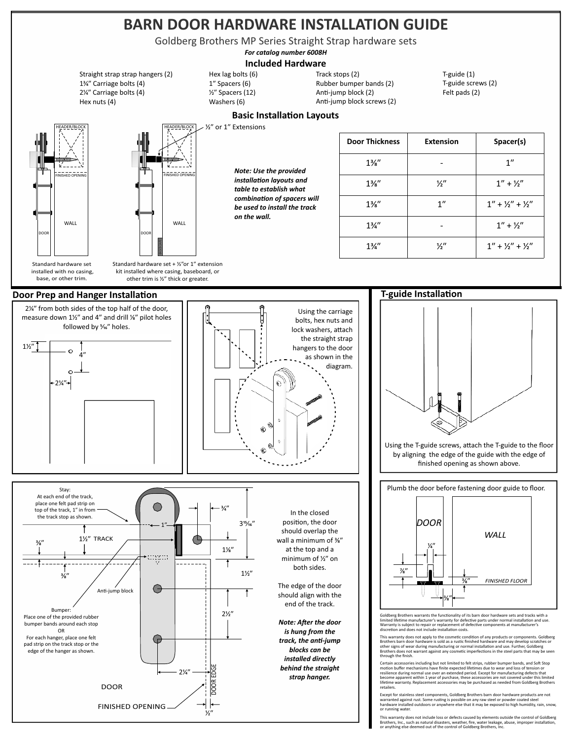# BARN DOOR HARDWARE INSTALLATION GUIDE

Goldberg Brothers MP Series Straight Strap hardware sets

***For catalog number 6008H***

## Included Hardware

Straight strap strap hangers (2)
1¾" Carriage bolts (4)
2¼" Carriage bolts (4)
Hex nuts (4)

Hex lag bolts (6)
1" Spacers (6)
½" Spacers (12)
Washers (6)

Track stops (2)
Rubber bumper bands (2)
Anti-jump block (2)
Anti-jump block screws (2)

T-guide (1)
T-guide screws (2)
Felt pads (2)

## Basic Installation Layouts

HEADER/BLOCK

FINISHED OPENING

WALL

DOOR

Standard hardware set installed with no casing, base, or other trim.

½" or 1" Extensions

HEADER/BLOCK

FINISHED OPENING

WALL

DOOR

BASEBOARD

Standard hardware set + ½"or 1" extension kit installed where casing, baseboard, or other trim is ½" thick or greater.

***Note: Use the provided installation layouts and table to establish what combination of spacers will be used to install the track on the wall.***

| Door Thickness | Extension | Spacer(s) |
|---|---|---|
| 1⅜" | - | 1" |
| 1⅜" | ½" | 1" + ½" |
| 1⅜" | 1" | 1" + ½" + ½" |
| 1¾" | - | 1" + ½" |
| 1¾" | ½" | 1" + ½" + ½" |

## Door Prep and Hanger Installation

2¼" from both sides of the top half of the door, measure down 1½" and 4" and drill ⅛" pilot holes followed by ⁵⁄₁₆" holes.

1½"

4"

2¼"

Using the carriage bolts, hex nuts and lock washers, attach the straight strap hangers to the door as shown in the diagram.

## T-guide Installation

Using the T-guide screws, attach the T-guide to the floor by aligning the edge of the guide with the edge of finished opening as shown above.

Plumb the door before fastening door guide to floor.

DOOR

WALL

¼"

⅞"

⅜"

FINISHED FLOOR

⅜"

Stay:
At each end of the track, place one felt pad strip on top of the track, 1" in from the track stop as shown.

1"

¾"

3¹⁵⁄₁₆"

⅜"

1½" TRACK

1⅛"

⅜"

1½"

Anti-jump block

2½"

Bumper:
Place one of the provided rubber bumper bands around each stop
OR
For each hanger, place one felt pad strip on the track stop or the edge of the hanger as shown.

2¼"

DOOR EDGE

DOOR

FINISHED OPENING

½"

In the closed position, the door should overlap the wall a minimum of ⅜" at the top and a minimum of ½" on both sides.

The edge of the door should align with the end of the track.

***Note: After the door is hung from the track, the anti-jump blocks can be installed directly behind the straight strap hanger.***

Goldberg Brothers warrants the functionality of its barn door hardware sets and tracks with a limited lifetime manufacturer's warranty for defective parts under normal installation and use. Warranty is subject to repair or replacement of defective components at manufacturer's discretion and does not include installation costs.

This warranty does not apply to the cosmetic condition of any products or components. Goldberg Brothers barn door hardware is sold as a rustic finished hardware and may develop scratches or other signs of wear during manufacturing or normal installation and use. Further, Goldberg Brothers does not warrant against any cosmetic imperfections in the steel parts that may be seen through the finish.

Certain accessories including but not limited to felt strips, rubber bumper bands, and Soft Stop motion buffer mechanisms have finite expected lifetimes due to wear and loss of tension or resilience during normal use over an extended period. Except for manufacturing defects that become apparent within 1 year of purchase, these accessories are not covered under this limited lifetime warranty. Replacement accessories may be purchased as needed from Goldberg Brothers retailers.

Except for stainless steel components, Goldberg Brothers barn door hardware products are not warranted against rust. Some rusting is possible on any raw steel or powder coated steel hardware installed outdoors or anywhere else that it may be exposed to high humidity, rain, snow, or running water.

This warranty does not include loss or defects caused by elements outside the control of Goldberg Brothers, Inc., such as natural disasters, weather, fire, water leakage, abuse, improper installation, or anything else deemed out of the control of Goldberg Brothers, Inc.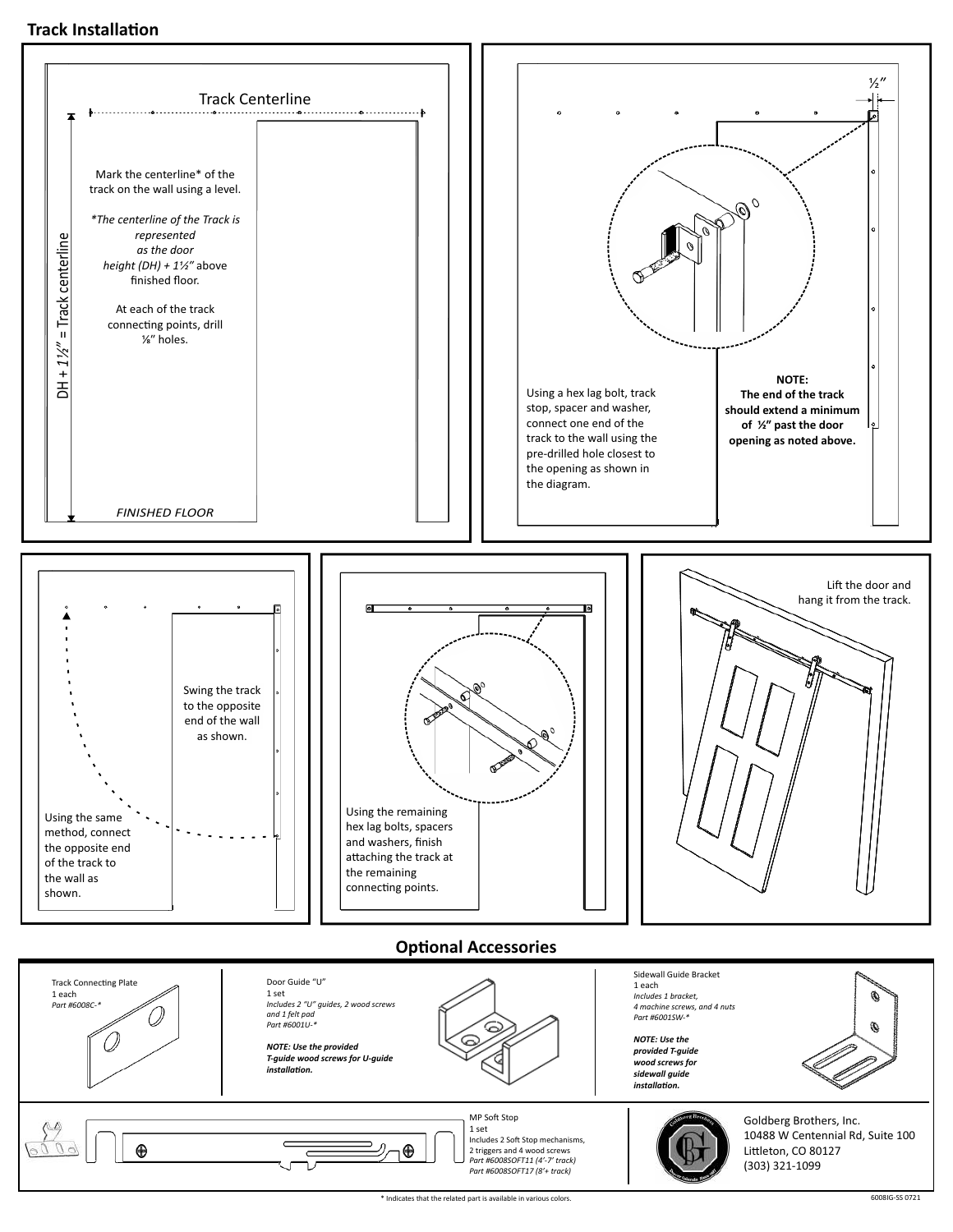## Track Installation

Track Centerline

DH + 1½" = Track centerline

Mark the centerline* of the track on the wall using a level.

*The centerline of the Track is represented as the door height (DH) + 1½" above finished floor.*

At each of the track connecting points, drill ⅛" holes.

*FINISHED FLOOR*

½"

Using a hex lag bolt, track stop, spacer and washer, connect one end of the track to the wall using the pre-drilled hole closest to the opening as shown in the diagram.

**NOTE: The end of the track should extend a minimum of ½" past the door opening as noted above.**

Swing the track to the opposite end of the wall as shown.

Using the same method, connect the opposite end of the track to the wall as shown.

Using the remaining hex lag bolts, spacers and washers, finish attaching the track at the remaining connecting points.

Lift the door and hang it from the track.

## Optional Accessories

Track Connecting Plate
1 each
*Part #6008C-**

Door Guide "U"
1 set
*Includes 2 "U" guides, 2 wood screws and 1 felt pad*
*Part #6001U-**

***NOTE: Use the provided T-guide wood screws for U-guide installation.***

Sidewall Guide Bracket
1 each
*Includes 1 bracket, 4 machine screws, and 4 nuts*
*Part #6001SW-**

***NOTE: Use the provided T-guide wood screws for sidewall guide installation.***

MP Soft Stop
1 set
Includes 2 Soft Stop mechanisms, 2 triggers and 4 wood screws
*Part #6008SOFT11 (4'-7' track)*
*Part #6008SOFT17 (8'+ track)*

Goldberg Brothers, Inc.
10488 W Centennial Rd, Suite 100
Littleton, CO 80127
(303) 321-1099

* Indicates that the related part is available in various colors.

6008IG-SS 0721